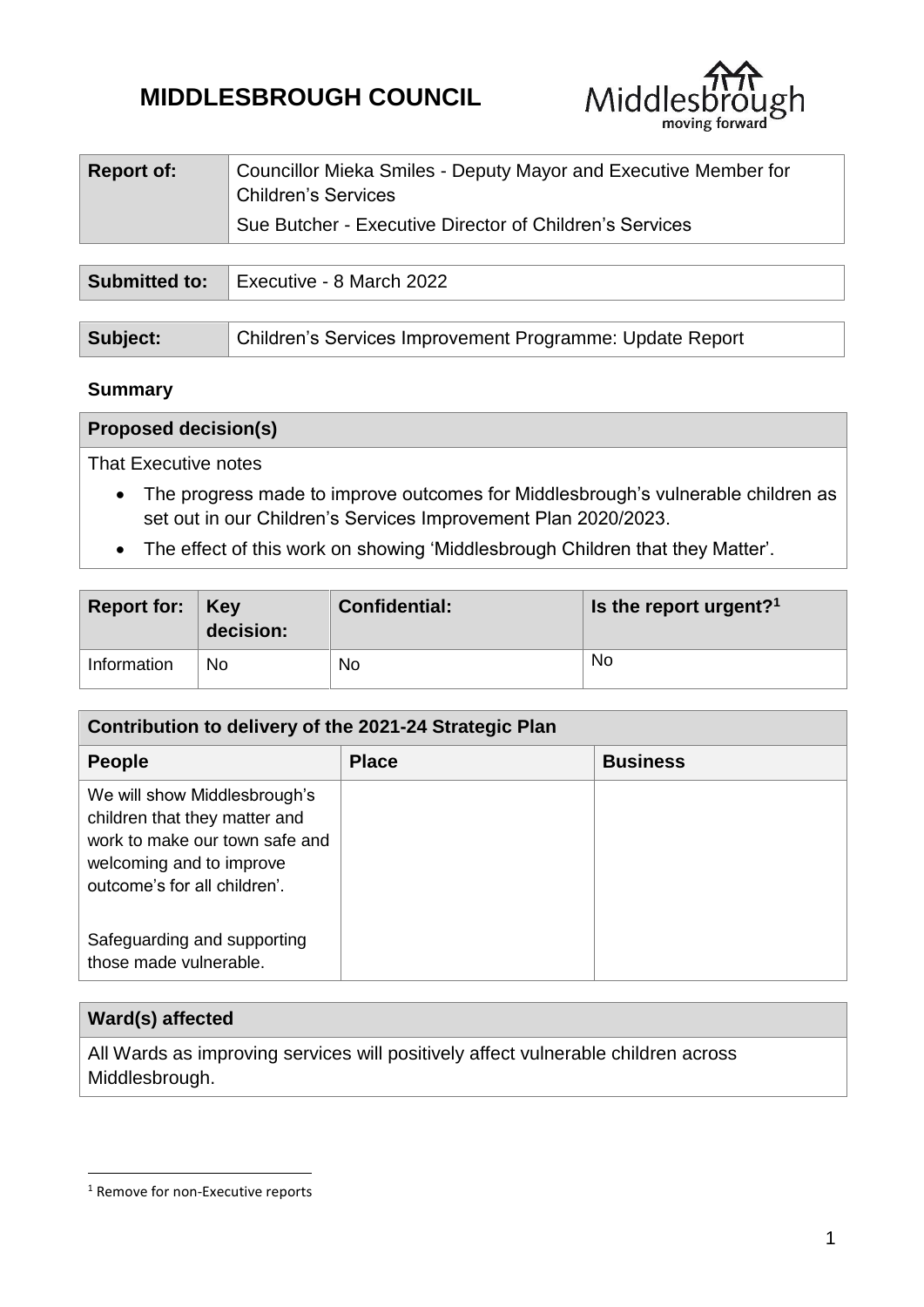# MIDDLESBROUGH COUNCIL

| Report of: | Councillor Mieka Smiles - Deputy Mayor and Executive Member for Children's Services<br>Sue Butcher - Executive Director of Children's Services |
|---|---|

| Submitted to: | Executive - 8 March 2022 |
|---|---|

| Subject: | Children's Services Improvement Programme: Update Report |
|---|---|

**Summary**

| Proposed decision(s) |
|---|
| That Executive notes<br>• The progress made to improve outcomes for Middlesbrough's vulnerable children as set out in our Children's Services Improvement Plan 2020/2023.<br>• The effect of this work on showing 'Middlesbrough Children that they Matter'. |

| Report for: | Key decision: | Confidential: | Is the report urgent?[1] |
|---|---|---|---|
| Information | No | No | No |

| Contribution to delivery of the 2021-24 Strategic Plan | | |
|---|---|---|
| **People** | **Place** | **Business** |
| We will show Middlesbrough's children that they matter and work to make our town safe and welcoming and to improve outcome's for all children'.<br><br>Safeguarding and supporting those made vulnerable. | | |

| Ward(s) affected |
|---|
| All Wards as improving services will positively affect vulnerable children across Middlesbrough. |

[1] Remove for non-Executive reports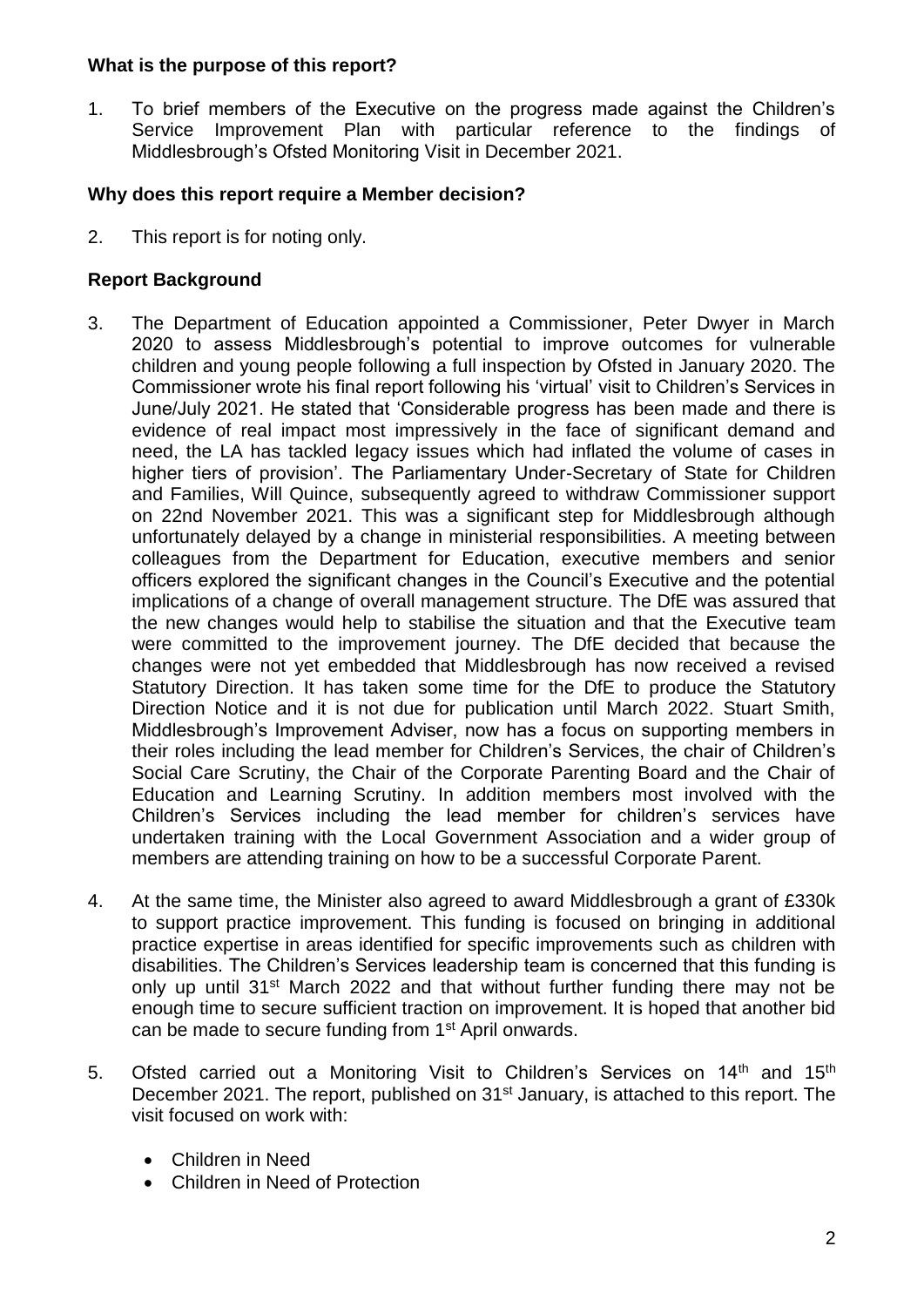**What is the purpose of this report?**

1. To brief members of the Executive on the progress made against the Children's Service Improvement Plan with particular reference to the findings of Middlesbrough's Ofsted Monitoring Visit in December 2021.

**Why does this report require a Member decision?**

2. This report is for noting only.

**Report Background**

3. The Department of Education appointed a Commissioner, Peter Dwyer in March 2020 to assess Middlesbrough's potential to improve outcomes for vulnerable children and young people following a full inspection by Ofsted in January 2020. The Commissioner wrote his final report following his 'virtual' visit to Children's Services in June/July 2021. He stated that 'Considerable progress has been made and there is evidence of real impact most impressively in the face of significant demand and need, the LA has tackled legacy issues which had inflated the volume of cases in higher tiers of provision'. The Parliamentary Under-Secretary of State for Children and Families, Will Quince, subsequently agreed to withdraw Commissioner support on 22nd November 2021. This was a significant step for Middlesbrough although unfortunately delayed by a change in ministerial responsibilities. A meeting between colleagues from the Department for Education, executive members and senior officers explored the significant changes in the Council's Executive and the potential implications of a change of overall management structure. The DfE was assured that the new changes would help to stabilise the situation and that the Executive team were committed to the improvement journey. The DfE decided that because the changes were not yet embedded that Middlesbrough has now received a revised Statutory Direction. It has taken some time for the DfE to produce the Statutory Direction Notice and it is not due for publication until March 2022. Stuart Smith, Middlesbrough's Improvement Adviser, now has a focus on supporting members in their roles including the lead member for Children's Services, the chair of Children's Social Care Scrutiny, the Chair of the Corporate Parenting Board and the Chair of Education and Learning Scrutiny. In addition members most involved with the Children's Services including the lead member for children's services have undertaken training with the Local Government Association and a wider group of members are attending training on how to be a successful Corporate Parent.

4. At the same time, the Minister also agreed to award Middlesbrough a grant of £330k to support practice improvement. This funding is focused on bringing in additional practice expertise in areas identified for specific improvements such as children with disabilities. The Children's Services leadership team is concerned that this funding is only up until 31st March 2022 and that without further funding there may not be enough time to secure sufficient traction on improvement. It is hoped that another bid can be made to secure funding from 1st April onwards.

5. Ofsted carried out a Monitoring Visit to Children's Services on 14th and 15th December 2021. The report, published on 31st January, is attached to this report. The visit focused on work with:

   - Children in Need
   - Children in Need of Protection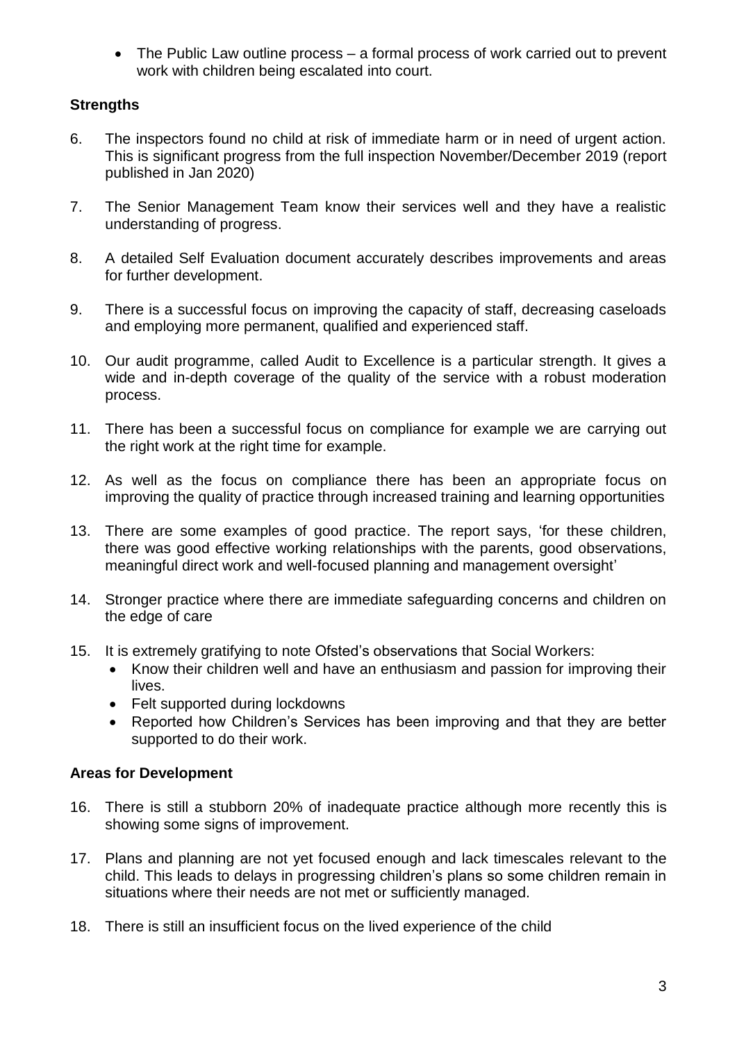- The Public Law outline process – a formal process of work carried out to prevent work with children being escalated into court.

## Strengths

6. The inspectors found no child at risk of immediate harm or in need of urgent action. This is significant progress from the full inspection November/December 2019 (report published in Jan 2020)

7. The Senior Management Team know their services well and they have a realistic understanding of progress.

8. A detailed Self Evaluation document accurately describes improvements and areas for further development.

9. There is a successful focus on improving the capacity of staff, decreasing caseloads and employing more permanent, qualified and experienced staff.

10. Our audit programme, called Audit to Excellence is a particular strength. It gives a wide and in-depth coverage of the quality of the service with a robust moderation process.

11. There has been a successful focus on compliance for example we are carrying out the right work at the right time for example.

12. As well as the focus on compliance there has been an appropriate focus on improving the quality of practice through increased training and learning opportunities

13. There are some examples of good practice. The report says, 'for these children, there was good effective working relationships with the parents, good observations, meaningful direct work and well-focused planning and management oversight'

14. Stronger practice where there are immediate safeguarding concerns and children on the edge of care

15. It is extremely gratifying to note Ofsted's observations that Social Workers:
    - Know their children well and have an enthusiasm and passion for improving their lives.
    - Felt supported during lockdowns
    - Reported how Children's Services has been improving and that they are better supported to do their work.

## Areas for Development

16. There is still a stubborn 20% of inadequate practice although more recently this is showing some signs of improvement.

17. Plans and planning are not yet focused enough and lack timescales relevant to the child. This leads to delays in progressing children's plans so some children remain in situations where their needs are not met or sufficiently managed.

18. There is still an insufficient focus on the lived experience of the child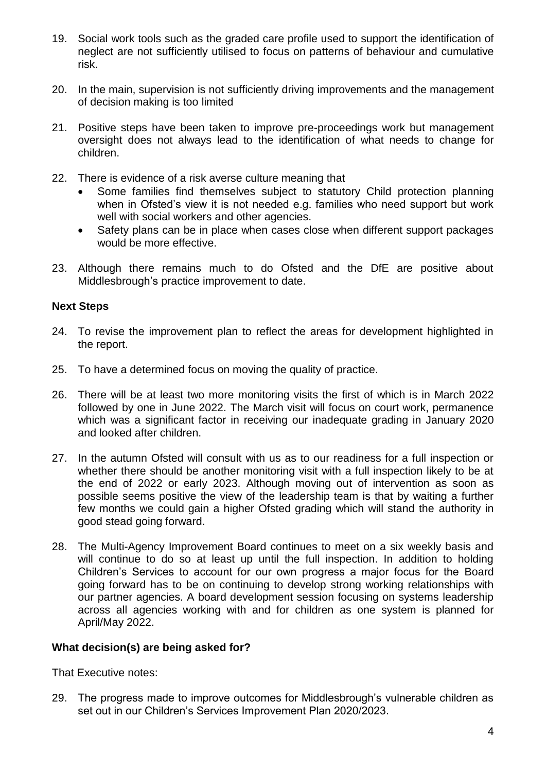19. Social work tools such as the graded care profile used to support the identification of neglect are not sufficiently utilised to focus on patterns of behaviour and cumulative risk.

20. In the main, supervision is not sufficiently driving improvements and the management of decision making is too limited

21. Positive steps have been taken to improve pre-proceedings work but management oversight does not always lead to the identification of what needs to change for children.

22. There is evidence of a risk averse culture meaning that
    - Some families find themselves subject to statutory Child protection planning when in Ofsted's view it is not needed e.g. families who need support but work well with social workers and other agencies.
    - Safety plans can be in place when cases close when different support packages would be more effective.

23. Although there remains much to do Ofsted and the DfE are positive about Middlesbrough's practice improvement to date.

**Next Steps**

24. To revise the improvement plan to reflect the areas for development highlighted in the report.

25. To have a determined focus on moving the quality of practice.

26. There will be at least two more monitoring visits the first of which is in March 2022 followed by one in June 2022. The March visit will focus on court work, permanence which was a significant factor in receiving our inadequate grading in January 2020 and looked after children.

27. In the autumn Ofsted will consult with us as to our readiness for a full inspection or whether there should be another monitoring visit with a full inspection likely to be at the end of 2022 or early 2023. Although moving out of intervention as soon as possible seems positive the view of the leadership team is that by waiting a further few months we could gain a higher Ofsted grading which will stand the authority in good stead going forward.

28. The Multi-Agency Improvement Board continues to meet on a six weekly basis and will continue to do so at least up until the full inspection. In addition to holding Children's Services to account for our own progress a major focus for the Board going forward has to be on continuing to develop strong working relationships with our partner agencies. A board development session focusing on systems leadership across all agencies working with and for children as one system is planned for April/May 2022.

**What decision(s) are being asked for?**

That Executive notes:

29. The progress made to improve outcomes for Middlesbrough's vulnerable children as set out in our Children's Services Improvement Plan 2020/2023.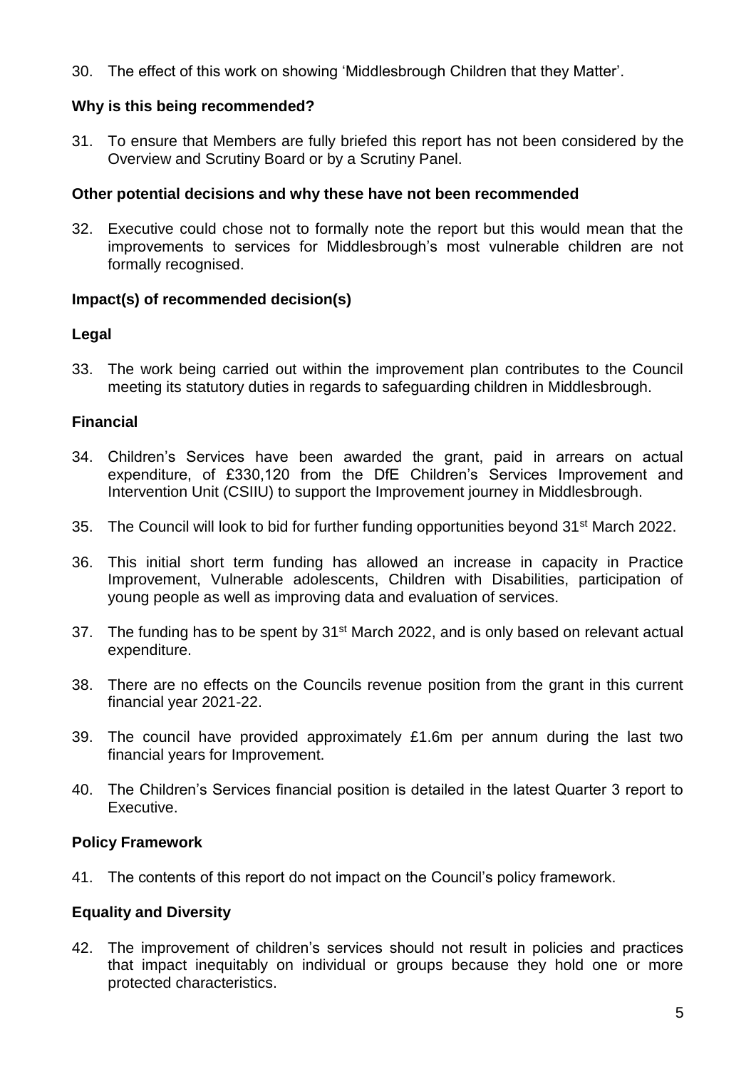30. The effect of this work on showing 'Middlesbrough Children that they Matter'.

**Why is this being recommended?**

31. To ensure that Members are fully briefed this report has not been considered by the Overview and Scrutiny Board or by a Scrutiny Panel.

**Other potential decisions and why these have not been recommended**

32. Executive could chose not to formally note the report but this would mean that the improvements to services for Middlesbrough's most vulnerable children are not formally recognised.

**Impact(s) of recommended decision(s)**

**Legal**

33. The work being carried out within the improvement plan contributes to the Council meeting its statutory duties in regards to safeguarding children in Middlesbrough.

**Financial**

34. Children's Services have been awarded the grant, paid in arrears on actual expenditure, of £330,120 from the DfE Children's Services Improvement and Intervention Unit (CSIIU) to support the Improvement journey in Middlesbrough.

35. The Council will look to bid for further funding opportunities beyond 31st March 2022.

36. This initial short term funding has allowed an increase in capacity in Practice Improvement, Vulnerable adolescents, Children with Disabilities, participation of young people as well as improving data and evaluation of services.

37. The funding has to be spent by 31st March 2022, and is only based on relevant actual expenditure.

38. There are no effects on the Councils revenue position from the grant in this current financial year 2021-22.

39. The council have provided approximately £1.6m per annum during the last two financial years for Improvement.

40. The Children's Services financial position is detailed in the latest Quarter 3 report to Executive.

**Policy Framework**

41. The contents of this report do not impact on the Council's policy framework.

**Equality and Diversity**

42. The improvement of children's services should not result in policies and practices that impact inequitably on individual or groups because they hold one or more protected characteristics.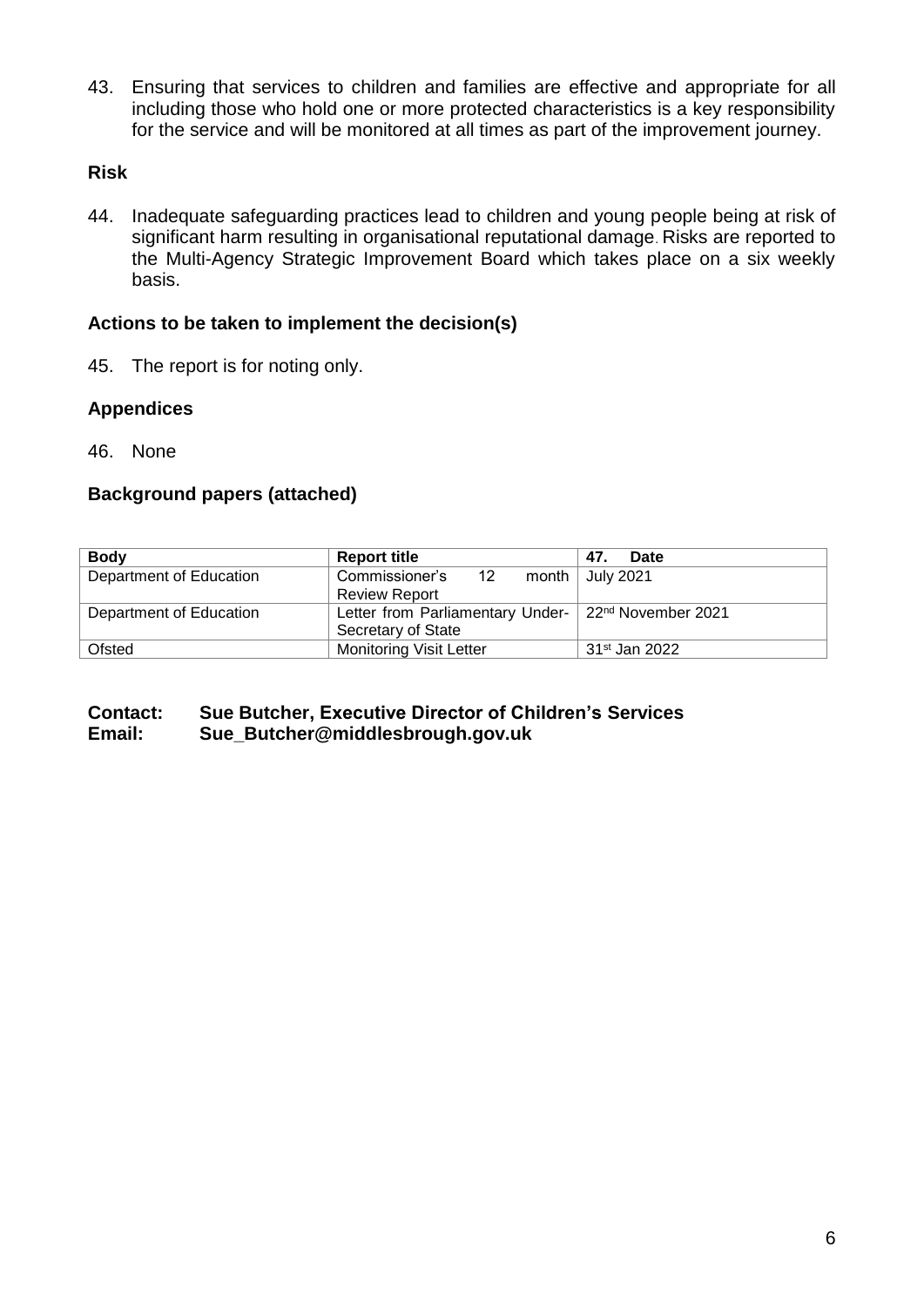43. Ensuring that services to children and families are effective and appropriate for all including those who hold one or more protected characteristics is a key responsibility for the service and will be monitored at all times as part of the improvement journey.

**Risk**

44. Inadequate safeguarding practices lead to children and young people being at risk of significant harm resulting in organisational reputational damage. Risks are reported to the Multi-Agency Strategic Improvement Board which takes place on a six weekly basis.

**Actions to be taken to implement the decision(s)**

45. The report is for noting only.

**Appendices**

46. None

**Background papers (attached)**

| **Body** | **Report title** | **47. Date** |
|---|---|---|
| Department of Education | Commissioner's 12 month Review Report | July 2021 |
| Department of Education | Letter from Parliamentary Under-Secretary of State | 22nd November 2021 |
| Ofsted | Monitoring Visit Letter | 31st Jan 2022 |

**Contact: Sue Butcher, Executive Director of Children's Services**
**Email: Sue_Butcher@middlesbrough.gov.uk**